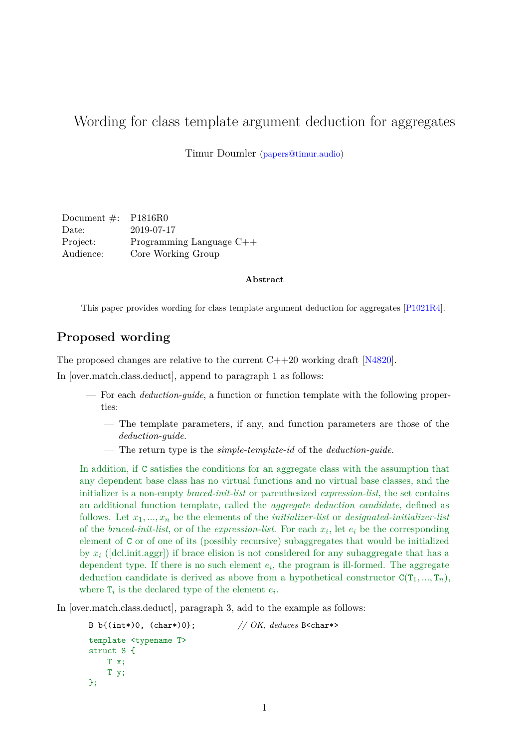# Wording for class template argument deduction for aggregates

Timur Doumler (papers@timur.audio)

Document #: P1816R0
Date: 2019-07-17
Project: Programming Language C++
Audience: Core Working Group

**Abstract**

This paper provides wording for class template argument deduction for aggregates [P1021R4].

## Proposed wording

The proposed changes are relative to the current C++20 working draft [N4820].

In [over.match.class.deduct], append to paragraph 1 as follows:

- For each *deduction-guide*, a function or function template with the following properties:
  - The template parameters, if any, and function parameters are those of the *deduction-guide*.
  - The return type is the *simple-template-id* of the *deduction-guide*.

In addition, if `C` satisfies the conditions for an aggregate class with the assumption that any dependent base class has no virtual functions and no virtual base classes, and the initializer is a non-empty *braced-init-list* or parenthesized *expression-list*, the set contains an additional function template, called the *aggregate deduction candidate*, defined as follows. Let $x_1, ..., x_n$ be the elements of the *initializer-list* or *designated-initializer-list* of the *braced-init-list*, or of the *expression-list*. For each $x_i$, let $e_i$ be the corresponding element of `C` or of one of its (possibly recursive) subaggregates that would be initialized by $x_i$ ([dcl.init.aggr]) if brace elision is not considered for any subaggregate that has a dependent type. If there is no such element $e_i$, the program is ill-formed. The aggregate deduction candidate is derived as above from a hypothetical constructor $\texttt{C}(\texttt{T}_1, ..., \texttt{T}_n)$, where $\texttt{T}_i$ is the declared type of the element $e_i$.

In [over.match.class.deduct], paragraph 3, add to the example as follows:

```
B b{(int*)0, (char*)0};          // OK, deduces B<char*>

template <typename T>
struct S {
    T x;
    T y;
};
```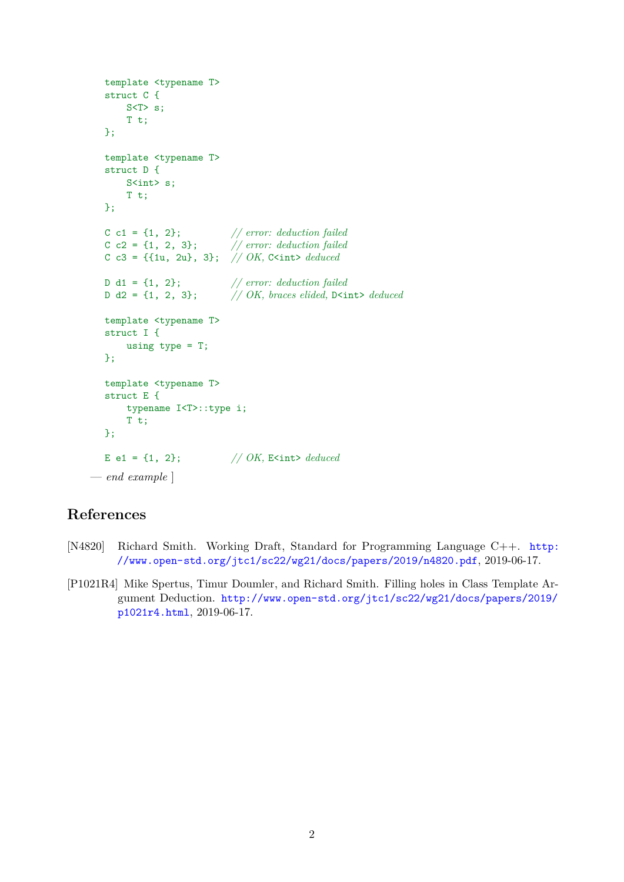```
template <typename T>
struct C {
    S<T> s;
    T t;
};

template <typename T>
struct D {
    S<int> s;
    T t;
};

C c1 = {1, 2};          // error: deduction failed
C c2 = {1, 2, 3};       // error: deduction failed
C c3 = {{1u, 2u}, 3};  // OK, C<int> deduced

D d1 = {1, 2};          // error: deduction failed
D d2 = {1, 2, 3};       // OK, braces elided, D<int> deduced

template <typename T>
struct I {
    using type = T;
};

template <typename T>
struct E {
    typename I<T>::type i;
    T t;
};

E e1 = {1, 2};          // OK, E<int> deduced
```

— *end example* ]

## References

[N4820] Richard Smith. Working Draft, Standard for Programming Language C++. http://www.open-std.org/jtc1/sc22/wg21/docs/papers/2019/n4820.pdf, 2019-06-17.

[P1021R4] Mike Spertus, Timur Doumler, and Richard Smith. Filling holes in Class Template Argument Deduction. http://www.open-std.org/jtc1/sc22/wg21/docs/papers/2019/p1021r4.html, 2019-06-17.